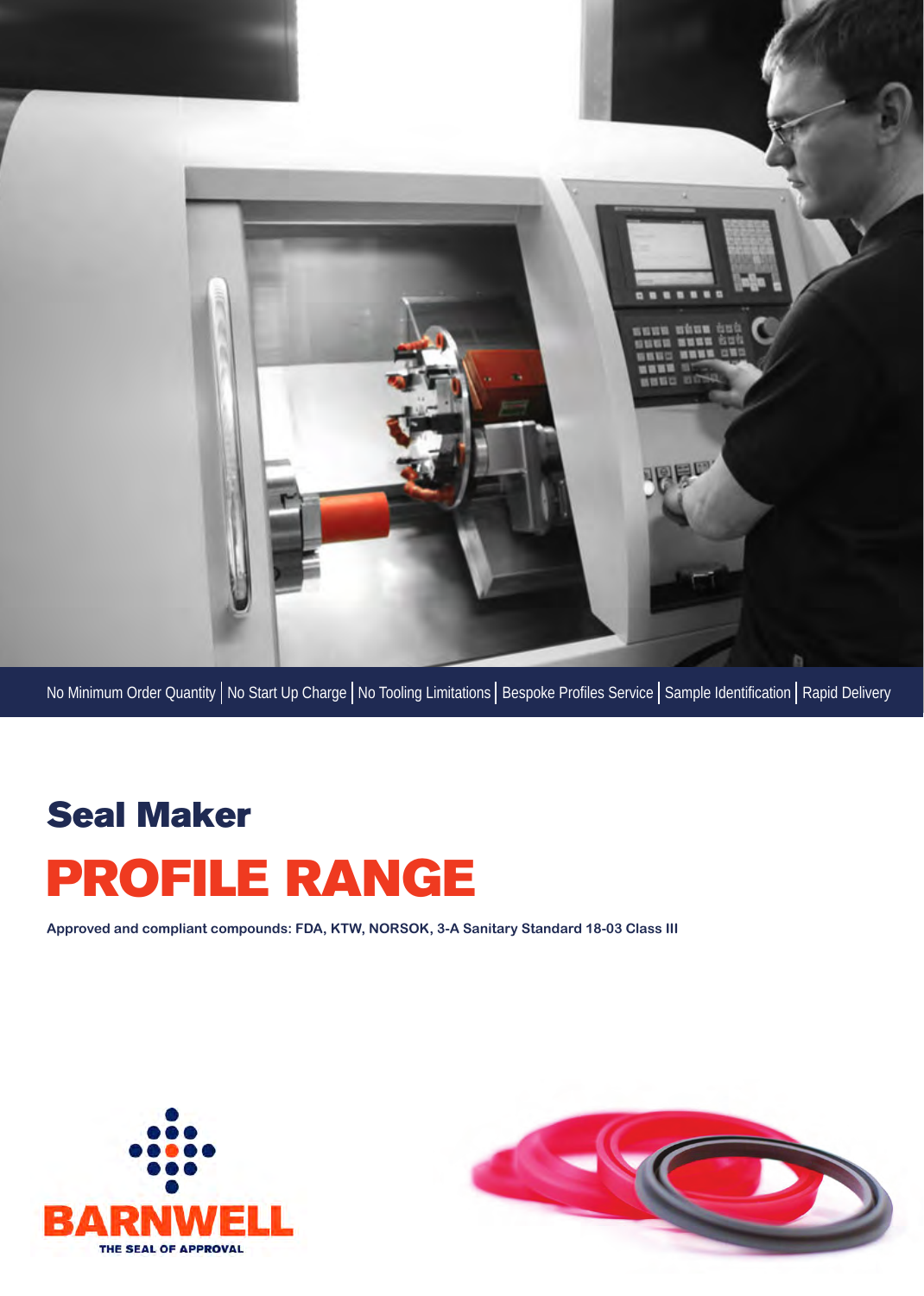No Minimum Order Quantity | No Start Up Charge | No Tooling Limitations | Bespoke Profiles Service | Sample Identification | Rapid Delivery

## Seal Maker

# PROFILE RANGE

**Approved and compliant compounds: FDA, KTW, NORSOK, 3-A Sanitary Standard 18-03 Class III**

BARNWELL

THE SEAL OF APPROVAL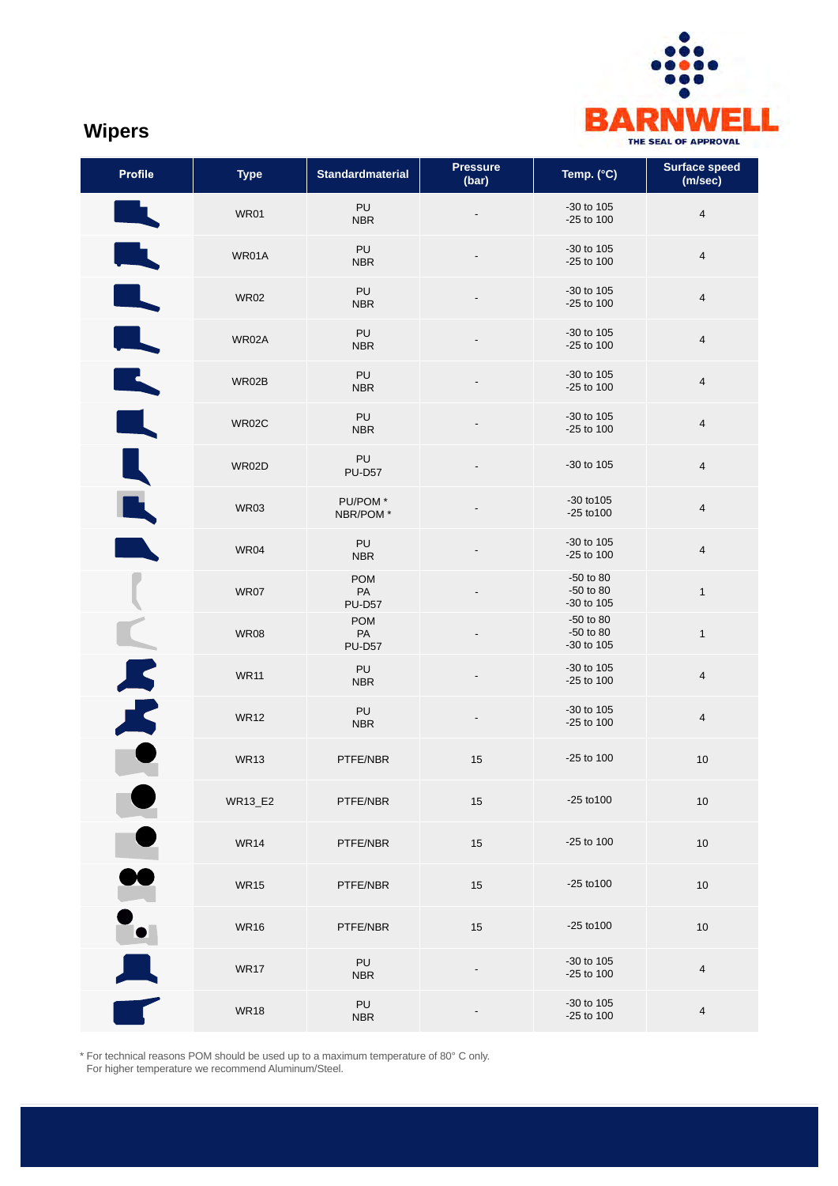## Wipers

| Profile | Type | Standardmaterial | Pressure (bar) | Temp. (°C) | Surface speed (m/sec) |
|---|---|---|---|---|---|
| | WR01 | PU<br>NBR | - | -30 to 105<br>-25 to 100 | 4 |
| | WR01A | PU<br>NBR | - | -30 to 105<br>-25 to 100 | 4 |
| | WR02 | PU<br>NBR | - | -30 to 105<br>-25 to 100 | 4 |
| | WR02A | PU<br>NBR | - | -30 to 105<br>-25 to 100 | 4 |
| | WR02B | PU<br>NBR | - | -30 to 105<br>-25 to 100 | 4 |
| | WR02C | PU<br>NBR | - | -30 to 105<br>-25 to 100 | 4 |
| | WR02D | PU<br>PU-D57 | - | -30 to 105 | 4 |
| | WR03 | PU/POM *<br>NBR/POM * | - | -30 to105<br>-25 to100 | 4 |
| | WR04 | PU<br>NBR | - | -30 to 105<br>-25 to 100 | 4 |
| | WR07 | POM<br>PA<br>PU-D57 | - | -50 to 80<br>-50 to 80<br>-30 to 105 | 1 |
| | WR08 | POM<br>PA<br>PU-D57 | - | -50 to 80<br>-50 to 80<br>-30 to 105 | 1 |
| | WR11 | PU<br>NBR | - | -30 to 105<br>-25 to 100 | 4 |
| | WR12 | PU<br>NBR | - | -30 to 105<br>-25 to 100 | 4 |
| | WR13 | PTFE/NBR | 15 | -25 to 100 | 10 |
| | WR13_E2 | PTFE/NBR | 15 | -25 to100 | 10 |
| | WR14 | PTFE/NBR | 15 | -25 to 100 | 10 |
| | WR15 | PTFE/NBR | 15 | -25 to100 | 10 |
| | WR16 | PTFE/NBR | 15 | -25 to100 | 10 |
| | WR17 | PU<br>NBR | - | -30 to 105<br>-25 to 100 | 4 |
| | WR18 | PU<br>NBR | - | -30 to 105<br>-25 to 100 | 4 |

* For technical reasons POM should be used up to a maximum temperature of 80° C only.
For higher temperature we recommend Aluminum/Steel.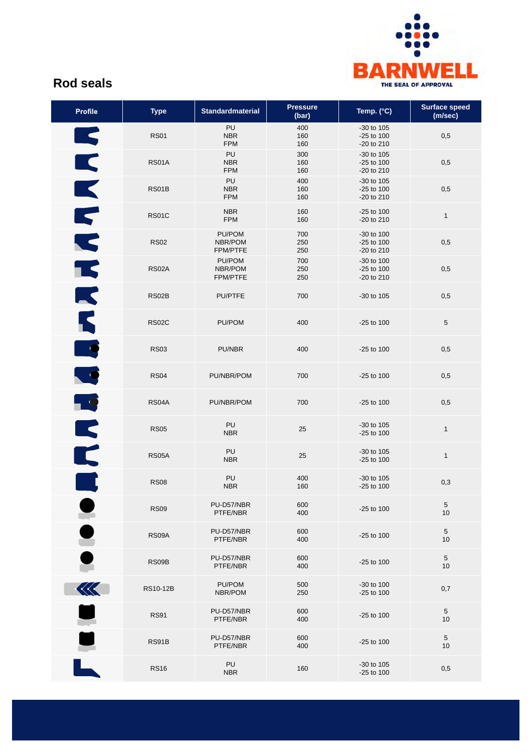## Rod seals

| Profile | Type | Standardmaterial | Pressure (bar) | Temp. (°C) | Surface speed (m/sec) |
|---|---|---|---|---|---|
| | RS01 | PU<br>NBR<br>FPM | 400<br>160<br>160 | -30 to 105<br>-25 to 100<br>-20 to 210 | 0,5 |
| | RS01A | PU<br>NBR<br>FPM | 300<br>160<br>160 | -30 to 105<br>-25 to 100<br>-20 to 210 | 0,5 |
| | RS01B | PU<br>NBR<br>FPM | 400<br>160<br>160 | -30 to 105<br>-25 to 100<br>-20 to 210 | 0,5 |
| | RS01C | NBR<br>FPM | 160<br>160 | -25 to 100<br>-20 to 210 | 1 |
| | RS02 | PU/POM<br>NBR/POM<br>FPM/PTFE | 700<br>250<br>250 | -30 to 100<br>-25 to 100<br>-20 to 210 | 0,5 |
| | RS02A | PU/POM<br>NBR/POM<br>FPM/PTFE | 700<br>250<br>250 | -30 to 100<br>-25 to 100<br>-20 to 210 | 0,5 |
| | RS02B | PU/PTFE | 700 | -30 to 105 | 0,5 |
| | RS02C | PU/POM | 400 | -25 to 100 | 5 |
| | RS03 | PU/NBR | 400 | -25 to 100 | 0,5 |
| | RS04 | PU/NBR/POM | 700 | -25 to 100 | 0,5 |
| | RS04A | PU/NBR/POM | 700 | -25 to 100 | 0,5 |
| | RS05 | PU<br>NBR | 25 | -30 to 105<br>-25 to 100 | 1 |
| | RS05A | PU<br>NBR | 25 | -30 to 105<br>-25 to 100 | 1 |
| | RS08 | PU<br>NBR | 400<br>160 | -30 to 105<br>-25 to 100 | 0,3 |
| | RS09 | PU-D57/NBR<br>PTFE/NBR | 600<br>400 | -25 to 100 | 5<br>10 |
| | RS09A | PU-D57/NBR<br>PTFE/NBR | 600<br>400 | -25 to 100 | 5<br>10 |
| | RS09B | PU-D57/NBR<br>PTFE/NBR | 600<br>400 | -25 to 100 | 5<br>10 |
| | RS10-12B | PU/POM<br>NBR/POM | 500<br>250 | -30 to 100<br>-25 to 100 | 0,7 |
| | RS91 | PU-D57/NBR<br>PTFE/NBR | 600<br>400 | -25 to 100 | 5<br>10 |
| | RS91B | PU-D57/NBR<br>PTFE/NBR | 600<br>400 | -25 to 100 | 5<br>10 |
| | RS16 | PU<br>NBR | 160 | -30 to 105<br>-25 to 100 | 0,5 |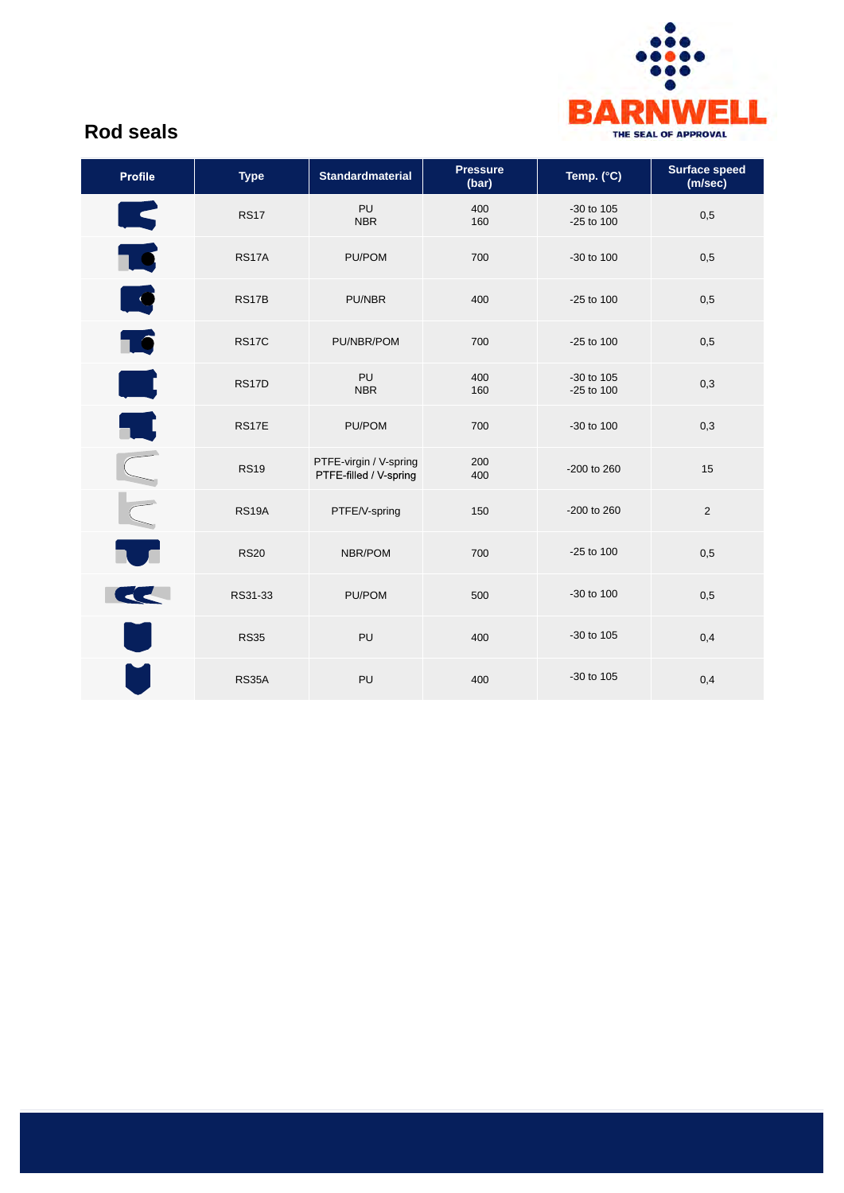## Rod seals

| Profile | Type | Standardmaterial | Pressure (bar) | Temp. (°C) | Surface speed (m/sec) |
|---|---|---|---|---|---|
| | RS17 | PU<br>NBR | 400<br>160 | -30 to 105<br>-25 to 100 | 0,5 |
| | RS17A | PU/POM | 700 | -30 to 100 | 0,5 |
| | RS17B | PU/NBR | 400 | -25 to 100 | 0,5 |
| | RS17C | PU/NBR/POM | 700 | -25 to 100 | 0,5 |
| | RS17D | PU<br>NBR | 400<br>160 | -30 to 105<br>-25 to 100 | 0,3 |
| | RS17E | PU/POM | 700 | -30 to 100 | 0,3 |
| | RS19 | PTFE-virgin / V-spring<br>PTFE-filled / V-spring | 200<br>400 | -200 to 260 | 15 |
| | RS19A | PTFE/V-spring | 150 | -200 to 260 | 2 |
| | RS20 | NBR/POM | 700 | -25 to 100 | 0,5 |
| | RS31-33 | PU/POM | 500 | -30 to 100 | 0,5 |
| | RS35 | PU | 400 | -30 to 105 | 0,4 |
| | RS35A | PU | 400 | -30 to 105 | 0,4 |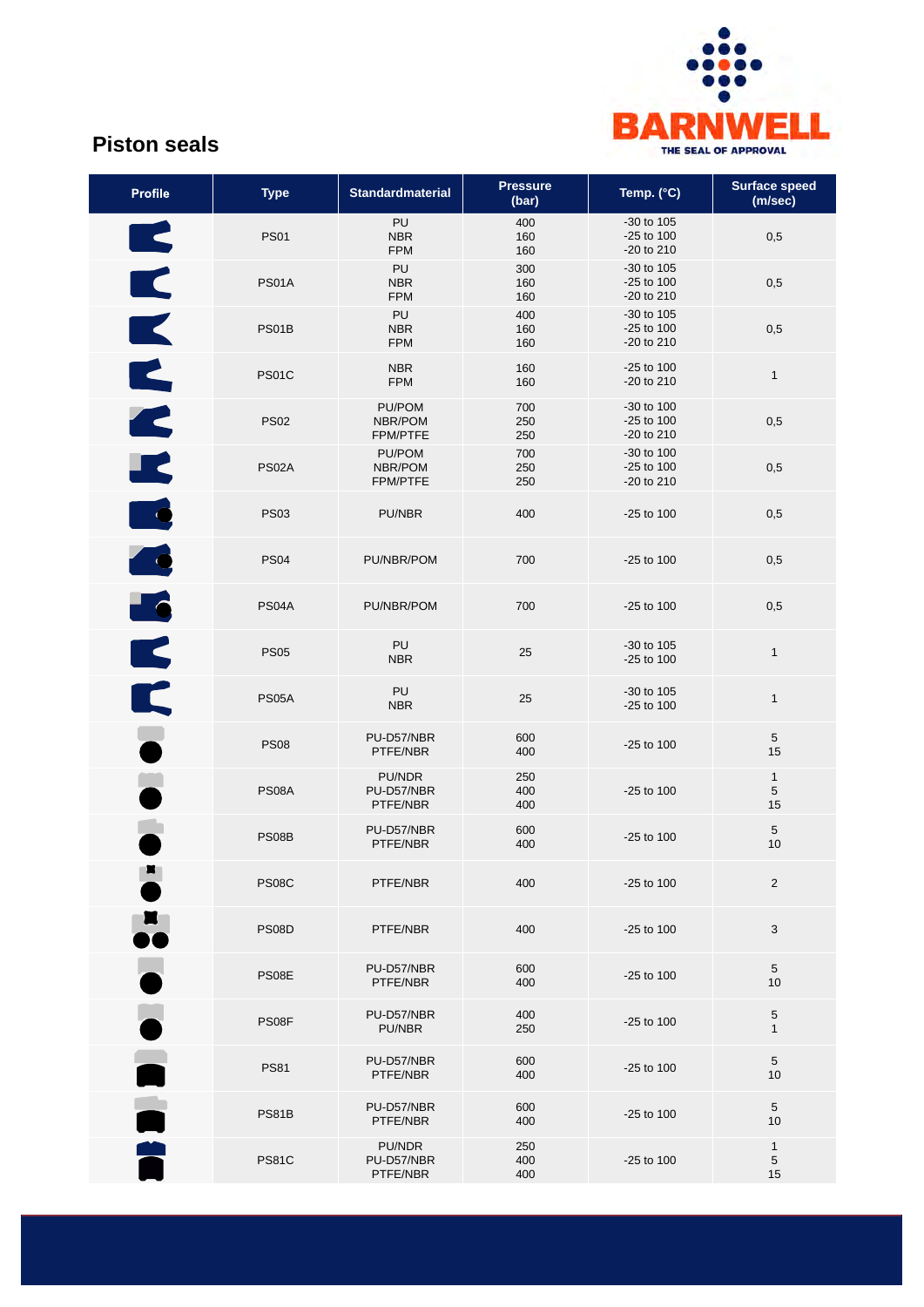# Piston seals

| Profile | Type | Standardmaterial | Pressure (bar) | Temp. (°C) | Surface speed (m/sec) |
|---|---|---|---|---|---|
| | PS01 | PU<br>NBR<br>FPM | 400<br>160<br>160 | -30 to 105<br>-25 to 100<br>-20 to 210 | 0,5 |
| | PS01A | PU<br>NBR<br>FPM | 300<br>160<br>160 | -30 to 105<br>-25 to 100<br>-20 to 210 | 0,5 |
| | PS01B | PU<br>NBR<br>FPM | 400<br>160<br>160 | -30 to 105<br>-25 to 100<br>-20 to 210 | 0,5 |
| | PS01C | NBR<br>FPM | 160<br>160 | -25 to 100<br>-20 to 210 | 1 |
| | PS02 | PU/POM<br>NBR/POM<br>FPM/PTFE | 700<br>250<br>250 | -30 to 100<br>-25 to 100<br>-20 to 210 | 0,5 |
| | PS02A | PU/POM<br>NBR/POM<br>FPM/PTFE | 700<br>250<br>250 | -30 to 100<br>-25 to 100<br>-20 to 210 | 0,5 |
| | PS03 | PU/NBR | 400 | -25 to 100 | 0,5 |
| | PS04 | PU/NBR/POM | 700 | -25 to 100 | 0,5 |
| | PS04A | PU/NBR/POM | 700 | -25 to 100 | 0,5 |
| | PS05 | PU<br>NBR | 25 | -30 to 105<br>-25 to 100 | 1 |
| | PS05A | PU<br>NBR | 25 | -30 to 105<br>-25 to 100 | 1 |
| | PS08 | PU-D57/NBR<br>PTFE/NBR | 600<br>400 | -25 to 100 | 5<br>15 |
| | PS08A | PU/NDR<br>PU-D57/NBR<br>PTFE/NBR | 250<br>400<br>400 | -25 to 100 | 1<br>5<br>15 |
| | PS08B | PU-D57/NBR<br>PTFE/NBR | 600<br>400 | -25 to 100 | 5<br>10 |
| | PS08C | PTFE/NBR | 400 | -25 to 100 | 2 |
| | PS08D | PTFE/NBR | 400 | -25 to 100 | 3 |
| | PS08E | PU-D57/NBR<br>PTFE/NBR | 600<br>400 | -25 to 100 | 5<br>10 |
| | PS08F | PU-D57/NBR<br>PU/NBR | 400<br>250 | -25 to 100 | 5<br>1 |
| | PS81 | PU-D57/NBR<br>PTFE/NBR | 600<br>400 | -25 to 100 | 5<br>10 |
| | PS81B | PU-D57/NBR<br>PTFE/NBR | 600<br>400 | -25 to 100 | 5<br>10 |
| | PS81C | PU/NDR<br>PU-D57/NBR<br>PTFE/NBR | 250<br>400<br>400 | -25 to 100 | 1<br>5<br>15 |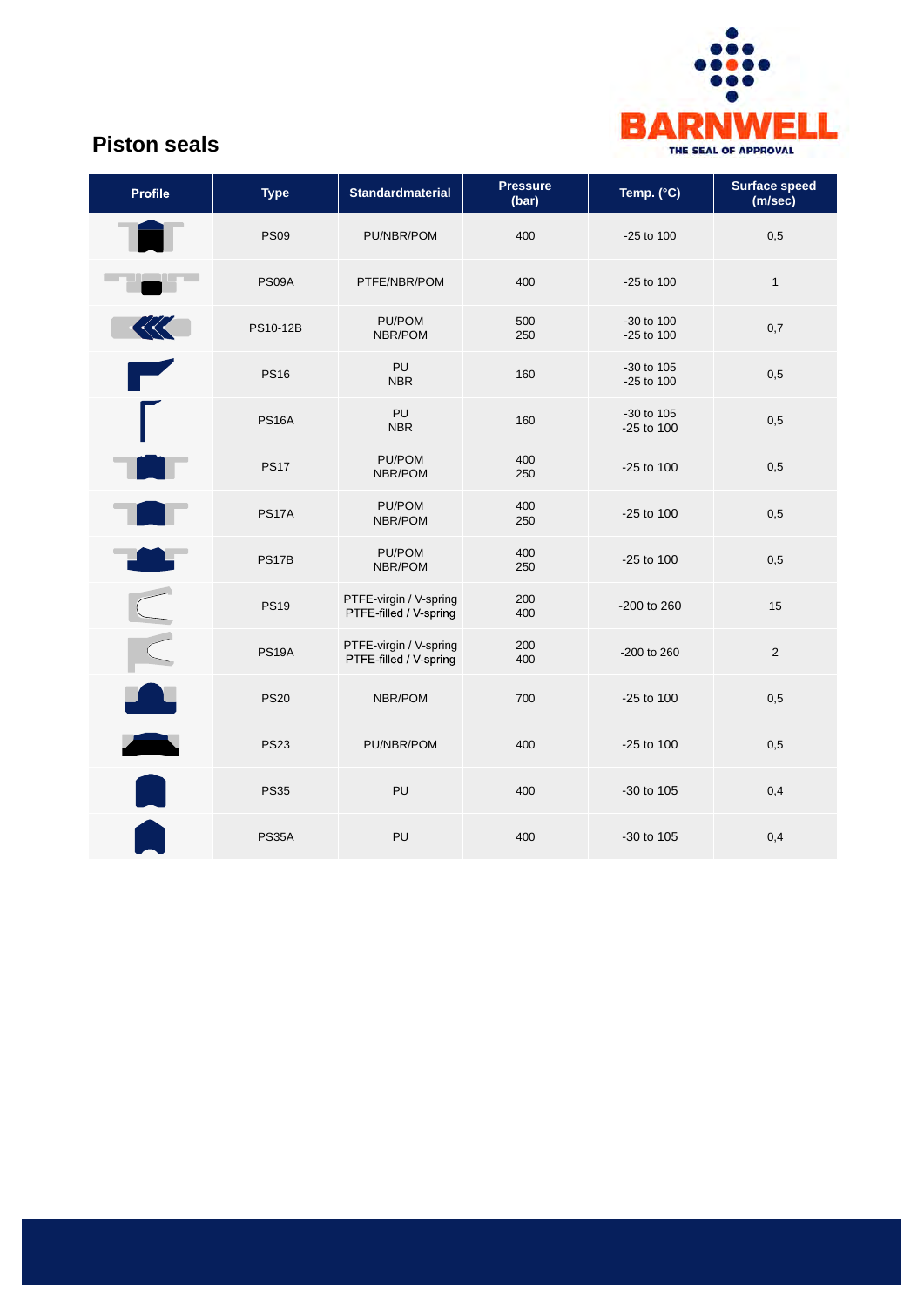# Piston seals

| Profile | Type | Standardmaterial | Pressure (bar) | Temp. (°C) | Surface speed (m/sec) |
|---|---|---|---|---|---|
| | PS09 | PU/NBR/POM | 400 | -25 to 100 | 0,5 |
| | PS09A | PTFE/NBR/POM | 400 | -25 to 100 | 1 |
| | PS10-12B | PU/POM<br>NBR/POM | 500<br>250 | -30 to 100<br>-25 to 100 | 0,7 |
| | PS16 | PU<br>NBR | 160 | -30 to 105<br>-25 to 100 | 0,5 |
| | PS16A | PU<br>NBR | 160 | -30 to 105<br>-25 to 100 | 0,5 |
| | PS17 | PU/POM<br>NBR/POM | 400<br>250 | -25 to 100 | 0,5 |
| | PS17A | PU/POM<br>NBR/POM | 400<br>250 | -25 to 100 | 0,5 |
| | PS17B | PU/POM<br>NBR/POM | 400<br>250 | -25 to 100 | 0,5 |
| | PS19 | PTFE-virgin / V-spring<br>PTFE-filled / V-spring | 200<br>400 | -200 to 260 | 15 |
| | PS19A | PTFE-virgin / V-spring<br>PTFE-filled / V-spring | 200<br>400 | -200 to 260 | 2 |
| | PS20 | NBR/POM | 700 | -25 to 100 | 0,5 |
| | PS23 | PU/NBR/POM | 400 | -25 to 100 | 0,5 |
| | PS35 | PU | 400 | -30 to 105 | 0,4 |
| | PS35A | PU | 400 | -30 to 105 | 0,4 |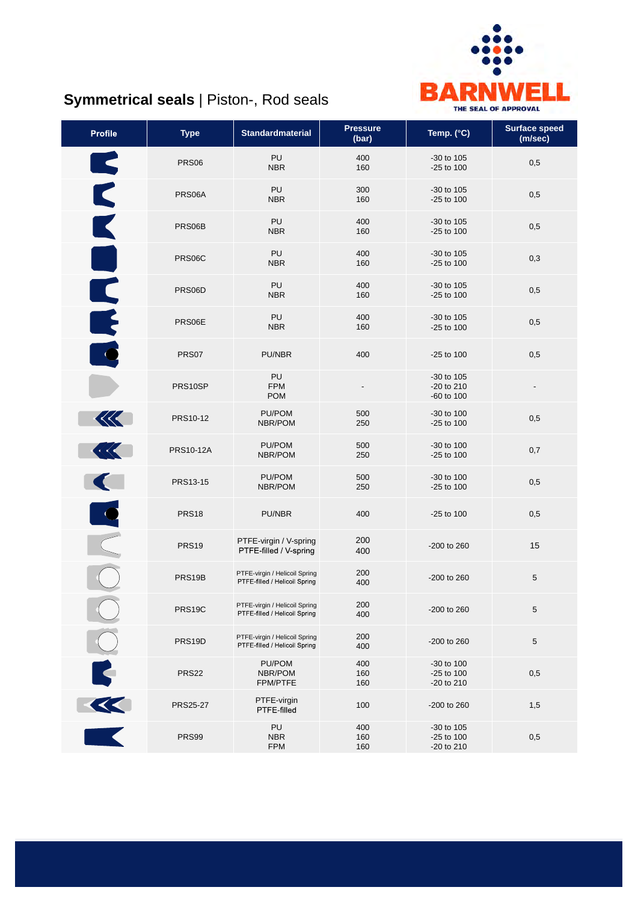# **Symmetrical seals** | Piston-, Rod seals

BARNWELL
THE SEAL OF APPROVAL

| Profile | Type | Standardmaterial | Pressure (bar) | Temp. (°C) | Surface speed (m/sec) |
|---|---|---|---|---|---|
| | PRS06 | PU<br>NBR | 400<br>160 | -30 to 105<br>-25 to 100 | 0,5 |
| | PRS06A | PU<br>NBR | 300<br>160 | -30 to 105<br>-25 to 100 | 0,5 |
| | PRS06B | PU<br>NBR | 400<br>160 | -30 to 105<br>-25 to 100 | 0,5 |
| | PRS06C | PU<br>NBR | 400<br>160 | -30 to 105<br>-25 to 100 | 0,3 |
| | PRS06D | PU<br>NBR | 400<br>160 | -30 to 105<br>-25 to 100 | 0,5 |
| | PRS06E | PU<br>NBR | 400<br>160 | -30 to 105<br>-25 to 100 | 0,5 |
| | PRS07 | PU/NBR | 400 | -25 to 100 | 0,5 |
| | PRS10SP | PU<br>FPM<br>POM | - | -30 to 105<br>-20 to 210<br>-60 to 100 | - |
| | PRS10-12 | PU/POM<br>NBR/POM | 500<br>250 | -30 to 100<br>-25 to 100 | 0,5 |
| | PRS10-12A | PU/POM<br>NBR/POM | 500<br>250 | -30 to 100<br>-25 to 100 | 0,7 |
| | PRS13-15 | PU/POM<br>NBR/POM | 500<br>250 | -30 to 100<br>-25 to 100 | 0,5 |
| | PRS18 | PU/NBR | 400 | -25 to 100 | 0,5 |
| | PRS19 | PTFE-virgin / V-spring<br>PTFE-filled / V-spring | 200<br>400 | -200 to 260 | 15 |
| | PRS19B | PTFE-virgin / Helicoil Spring<br>PTFE-filled / Helicoil Spring | 200<br>400 | -200 to 260 | 5 |
| | PRS19C | PTFE-virgin / Helicoil Spring<br>PTFE-filled / Helicoil Spring | 200<br>400 | -200 to 260 | 5 |
| | PRS19D | PTFE-virgin / Helicoil Spring<br>PTFE-filled / Helicoil Spring | 200<br>400 | -200 to 260 | 5 |
| | PRS22 | PU/POM<br>NBR/POM<br>FPM/PTFE | 400<br>160<br>160 | -30 to 100<br>-25 to 100<br>-20 to 210 | 0,5 |
| | PRS25-27 | PTFE-virgin<br>PTFE-filled | 100 | -200 to 260 | 1,5 |
| | PRS99 | PU<br>NBR<br>FPM | 400<br>160<br>160 | -30 to 105<br>-25 to 100<br>-20 to 210 | 0,5 |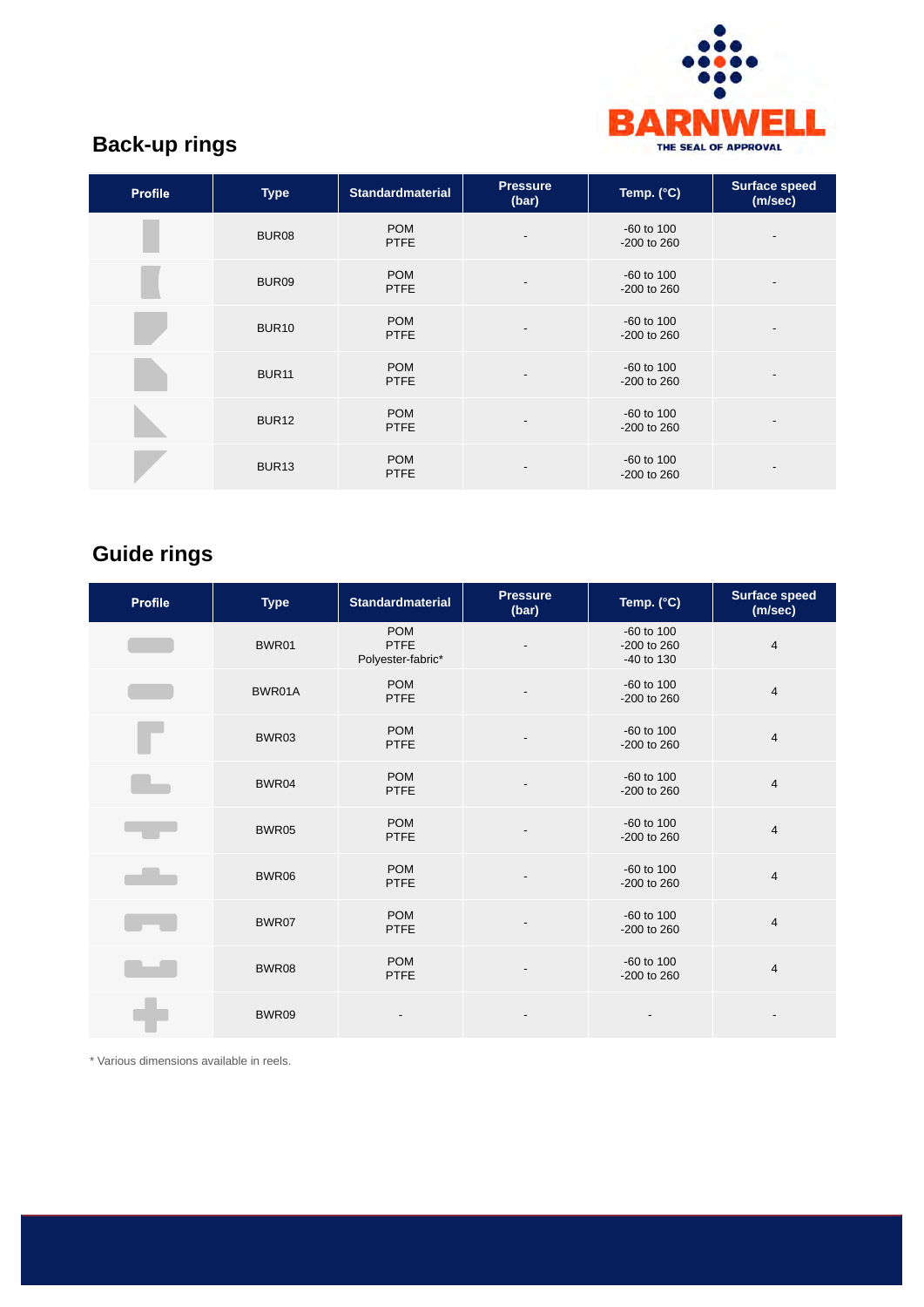## Back-up rings

| Profile | Type | Standardmaterial | Pressure (bar) | Temp. (°C) | Surface speed (m/sec) |
|---|---|---|---|---|---|
| | BUR08 | POM<br>PTFE | - | -60 to 100<br>-200 to 260 | - |
| | BUR09 | POM<br>PTFE | - | -60 to 100<br>-200 to 260 | - |
| | BUR10 | POM<br>PTFE | - | -60 to 100<br>-200 to 260 | - |
| | BUR11 | POM<br>PTFE | - | -60 to 100<br>-200 to 260 | - |
| | BUR12 | POM<br>PTFE | - | -60 to 100<br>-200 to 260 | - |
| | BUR13 | POM<br>PTFE | - | -60 to 100<br>-200 to 260 | - |

## Guide rings

| Profile | Type | Standardmaterial | Pressure (bar) | Temp. (°C) | Surface speed (m/sec) |
|---|---|---|---|---|---|
| | BWR01 | POM<br>PTFE<br>Polyester-fabric* | - | -60 to 100<br>-200 to 260<br>-40 to 130 | 4 |
| | BWR01A | POM<br>PTFE | - | -60 to 100<br>-200 to 260 | 4 |
| | BWR03 | POM<br>PTFE | - | -60 to 100<br>-200 to 260 | 4 |
| | BWR04 | POM<br>PTFE | - | -60 to 100<br>-200 to 260 | 4 |
| | BWR05 | POM<br>PTFE | - | -60 to 100<br>-200 to 260 | 4 |
| | BWR06 | POM<br>PTFE | - | -60 to 100<br>-200 to 260 | 4 |
| | BWR07 | POM<br>PTFE | - | -60 to 100<br>-200 to 260 | 4 |
| | BWR08 | POM<br>PTFE | - | -60 to 100<br>-200 to 260 | 4 |
| | BWR09 | - | - | - | - |

* Various dimensions available in reels.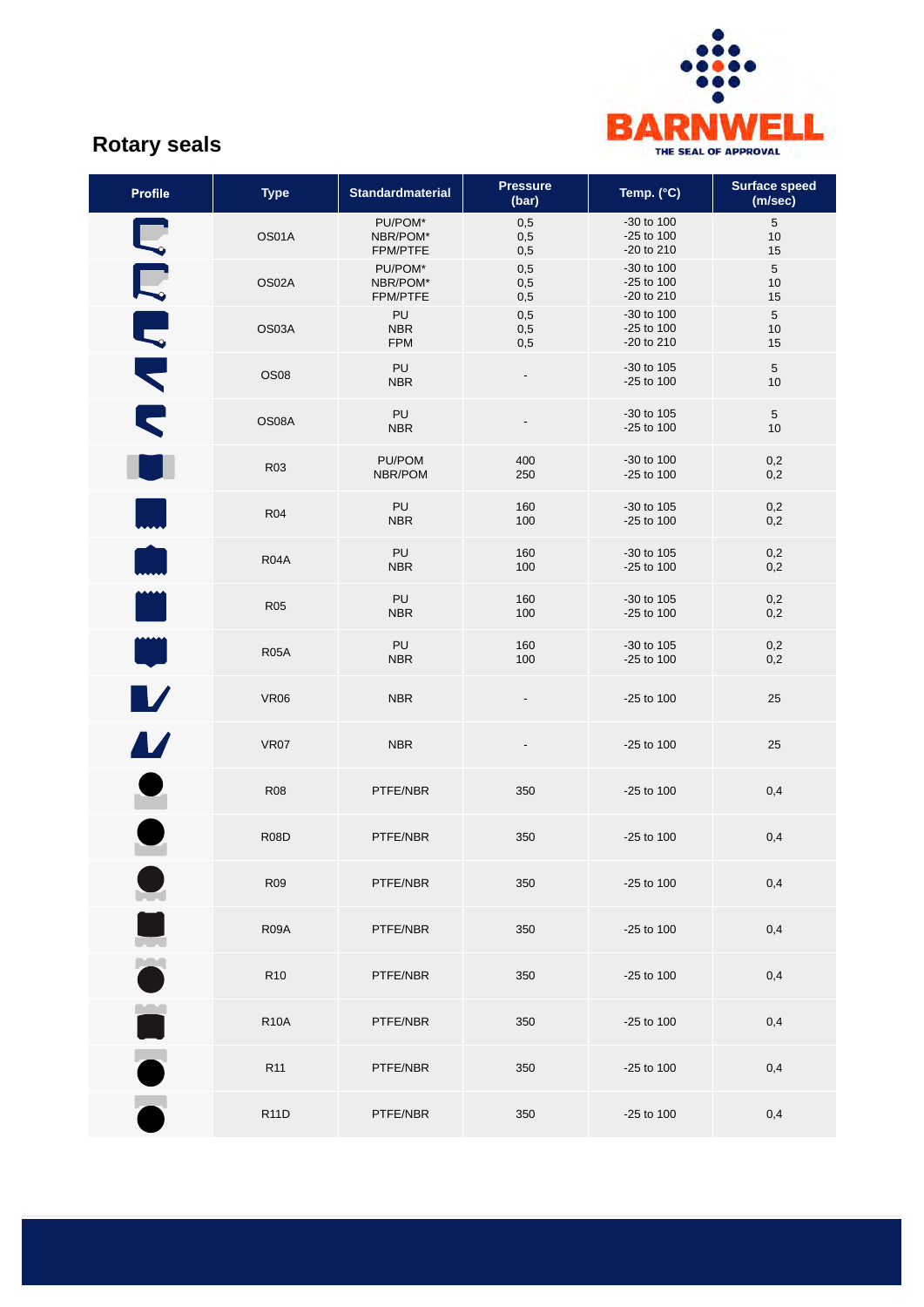# Rotary seals

| Profile | Type | Standardmaterial | Pressure (bar) | Temp. (°C) | Surface speed (m/sec) |
|---|---|---|---|---|---|
| | OS01A | PU/POM*<br>NBR/POM*<br>FPM/PTFE | 0,5<br>0,5<br>0,5 | -30 to 100<br>-25 to 100<br>-20 to 210 | 5<br>10<br>15 |
| | OS02A | PU/POM*<br>NBR/POM*<br>FPM/PTFE | 0,5<br>0,5<br>0,5 | -30 to 100<br>-25 to 100<br>-20 to 210 | 5<br>10<br>15 |
| | OS03A | PU<br>NBR<br>FPM | 0,5<br>0,5<br>0,5 | -30 to 100<br>-25 to 100<br>-20 to 210 | 5<br>10<br>15 |
| | OS08 | PU<br>NBR | - | -30 to 105<br>-25 to 100 | 5<br>10 |
| | OS08A | PU<br>NBR | - | -30 to 105<br>-25 to 100 | 5<br>10 |
| | R03 | PU/POM<br>NBR/POM | 400<br>250 | -30 to 100<br>-25 to 100 | 0,2<br>0,2 |
| | R04 | PU<br>NBR | 160<br>100 | -30 to 105<br>-25 to 100 | 0,2<br>0,2 |
| | R04A | PU<br>NBR | 160<br>100 | -30 to 105<br>-25 to 100 | 0,2<br>0,2 |
| | R05 | PU<br>NBR | 160<br>100 | -30 to 105<br>-25 to 100 | 0,2<br>0,2 |
| | R05A | PU<br>NBR | 160<br>100 | -30 to 105<br>-25 to 100 | 0,2<br>0,2 |
| | VR06 | NBR | - | -25 to 100 | 25 |
| | VR07 | NBR | - | -25 to 100 | 25 |
| | R08 | PTFE/NBR | 350 | -25 to 100 | 0,4 |
| | R08D | PTFE/NBR | 350 | -25 to 100 | 0,4 |
| | R09 | PTFE/NBR | 350 | -25 to 100 | 0,4 |
| | R09A | PTFE/NBR | 350 | -25 to 100 | 0,4 |
| | R10 | PTFE/NBR | 350 | -25 to 100 | 0,4 |
| | R10A | PTFE/NBR | 350 | -25 to 100 | 0,4 |
| | R11 | PTFE/NBR | 350 | -25 to 100 | 0,4 |
| | R11D | PTFE/NBR | 350 | -25 to 100 | 0,4 |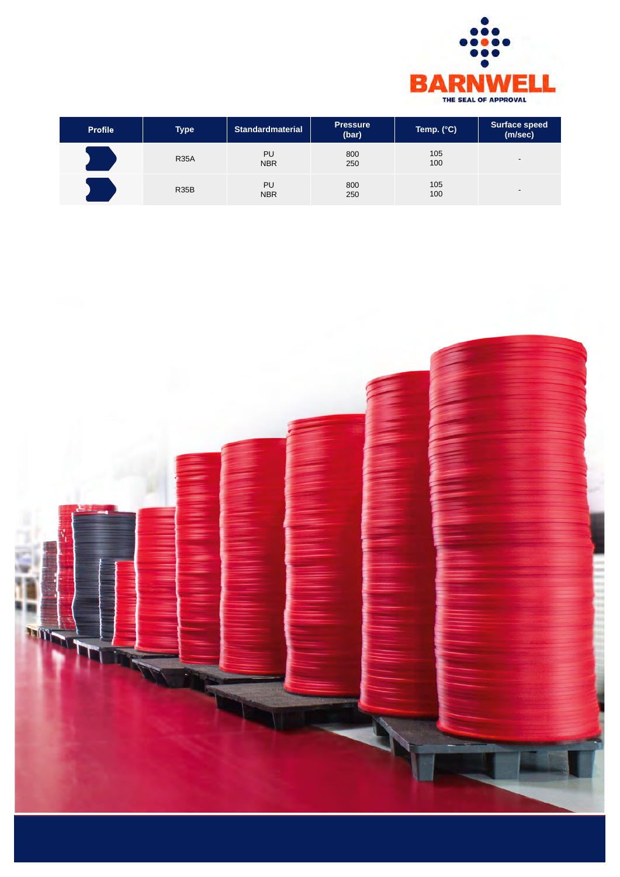| Profile | Type | Standardmaterial | Pressure (bar) | Temp. (°C) | Surface speed (m/sec) |
|---|---|---|---|---|---|
| | R35A | PU<br>NBR | 800<br>250 | 105<br>100 | - |
| | R35B | PU<br>NBR | 800<br>250 | 105<br>100 | - |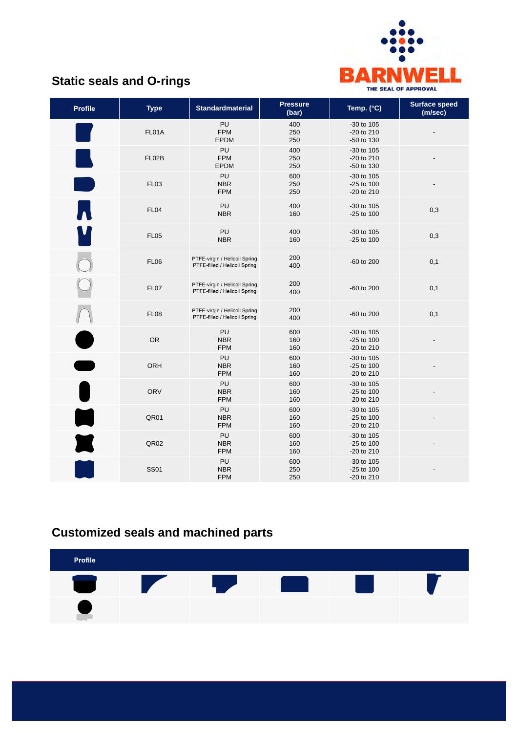## Static seals and O-rings

| Profile | Type | Standardmaterial | Pressure (bar) | Temp. (°C) | Surface speed (m/sec) |
|---|---|---|---|---|---|
| | FL01A | PU<br>FPM<br>EPDM | 400<br>250<br>250 | -30 to 105<br>-20 to 210<br>-50 to 130 | - |
| | FL02B | PU<br>FPM<br>EPDM | 400<br>250<br>250 | -30 to 105<br>-20 to 210<br>-50 to 130 | - |
| | FL03 | PU<br>NBR<br>FPM | 600<br>250<br>250 | -30 to 105<br>-25 to 100<br>-20 to 210 | - |
| | FL04 | PU<br>NBR | 400<br>160 | -30 to 105<br>-25 to 100 | 0,3 |
| | FL05 | PU<br>NBR | 400<br>160 | -30 to 105<br>-25 to 100 | 0,3 |
| | FL06 | PTFE-virgin / Helicoil Spring<br>PTFE-filled / Helicoil Spring | 200<br>400 | -60 to 200 | 0,1 |
| | FL07 | PTFE-virgin / Helicoil Spring<br>PTFE-filled / Helicoil Spring | 200<br>400 | -60 to 200 | 0,1 |
| | FL08 | PTFE-virgin / Helicoil Spring<br>PTFE-filled / Helicoil Spring | 200<br>400 | -60 to 200 | 0,1 |
| | OR | PU<br>NBR<br>FPM | 600<br>160<br>160 | -30 to 105<br>-25 to 100<br>-20 to 210 | - |
| | ORH | PU<br>NBR<br>FPM | 600<br>160<br>160 | -30 to 105<br>-25 to 100<br>-20 to 210 | - |
| | ORV | PU<br>NBR<br>FPM | 600<br>160<br>160 | -30 to 105<br>-25 to 100<br>-20 to 210 | - |
| | QR01 | PU<br>NBR<br>FPM | 600<br>160<br>160 | -30 to 105<br>-25 to 100<br>-20 to 210 | - |
| | QR02 | PU<br>NBR<br>FPM | 600<br>160<br>160 | -30 to 105<br>-25 to 100<br>-20 to 210 | - |
| | SS01 | PU<br>NBR<br>FPM | 600<br>250<br>250 | -30 to 105<br>-25 to 100<br>-20 to 210 | - |

## Customized seals and machined parts

| Profile | | | | | |
|---|---|---|---|---|---|
| | | | | | |
| | | | | | |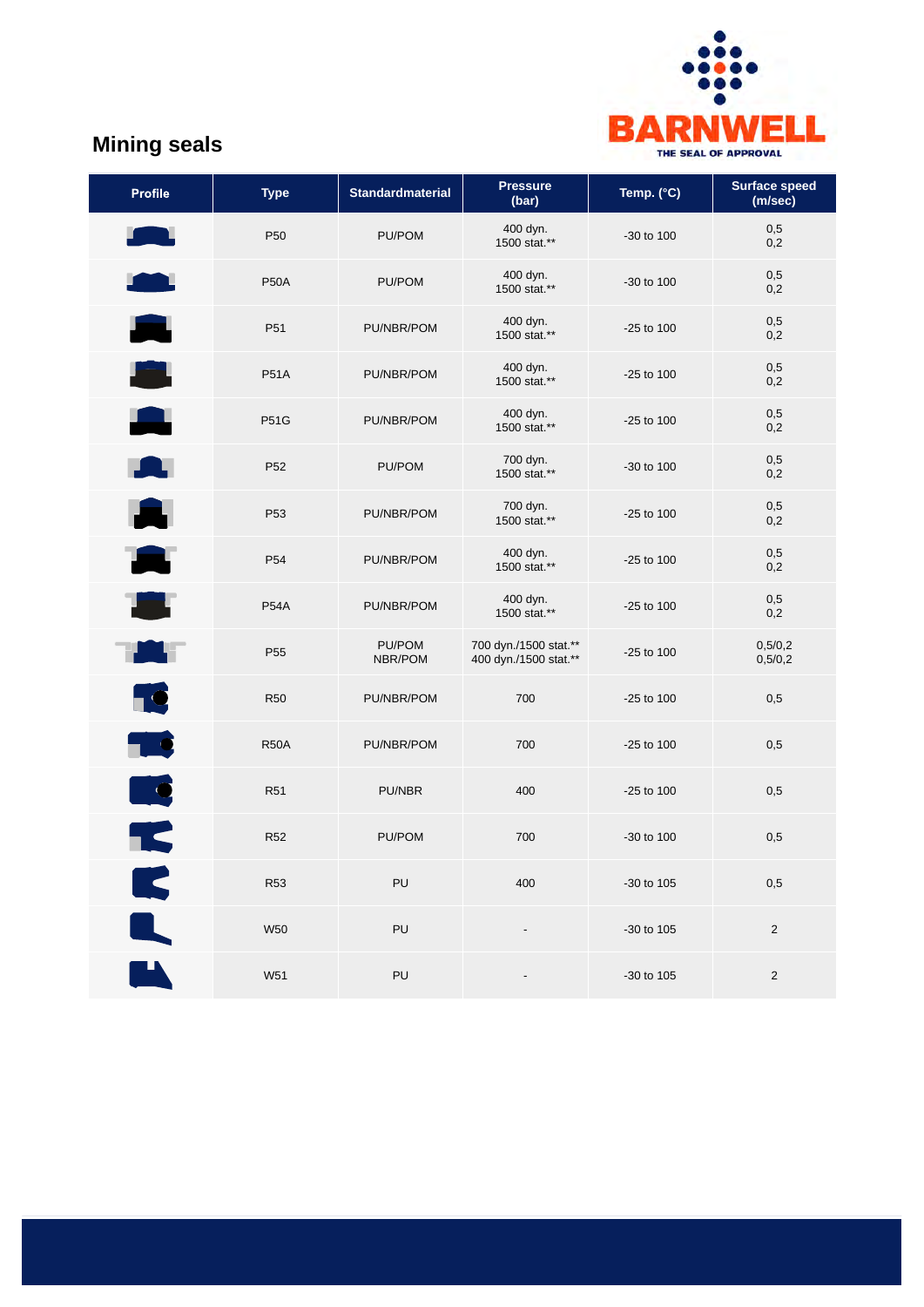## Mining seals

| Profile | Type | Standardmaterial | Pressure (bar) | Temp. (°C) | Surface speed (m/sec) |
|---|---|---|---|---|---|
| | P50 | PU/POM | 400 dyn.<br>1500 stat.** | -30 to 100 | 0,5<br>0,2 |
| | P50A | PU/POM | 400 dyn.<br>1500 stat.** | -30 to 100 | 0,5<br>0,2 |
| | P51 | PU/NBR/POM | 400 dyn.<br>1500 stat.** | -25 to 100 | 0,5<br>0,2 |
| | P51A | PU/NBR/POM | 400 dyn.<br>1500 stat.** | -25 to 100 | 0,5<br>0,2 |
| | P51G | PU/NBR/POM | 400 dyn.<br>1500 stat.** | -25 to 100 | 0,5<br>0,2 |
| | P52 | PU/POM | 700 dyn.<br>1500 stat.** | -30 to 100 | 0,5<br>0,2 |
| | P53 | PU/NBR/POM | 700 dyn.<br>1500 stat.** | -25 to 100 | 0,5<br>0,2 |
| | P54 | PU/NBR/POM | 400 dyn.<br>1500 stat.** | -25 to 100 | 0,5<br>0,2 |
| | P54A | PU/NBR/POM | 400 dyn.<br>1500 stat.** | -25 to 100 | 0,5<br>0,2 |
| | P55 | PU/POM<br>NBR/POM | 700 dyn./1500 stat.**<br>400 dyn./1500 stat.** | -25 to 100 | 0,5/0,2<br>0,5/0,2 |
| | R50 | PU/NBR/POM | 700 | -25 to 100 | 0,5 |
| | R50A | PU/NBR/POM | 700 | -25 to 100 | 0,5 |
| | R51 | PU/NBR | 400 | -25 to 100 | 0,5 |
| | R52 | PU/POM | 700 | -30 to 100 | 0,5 |
| | R53 | PU | 400 | -30 to 105 | 0,5 |
| | W50 | PU | - | -30 to 105 | 2 |
| | W51 | PU | - | -30 to 105 | 2 |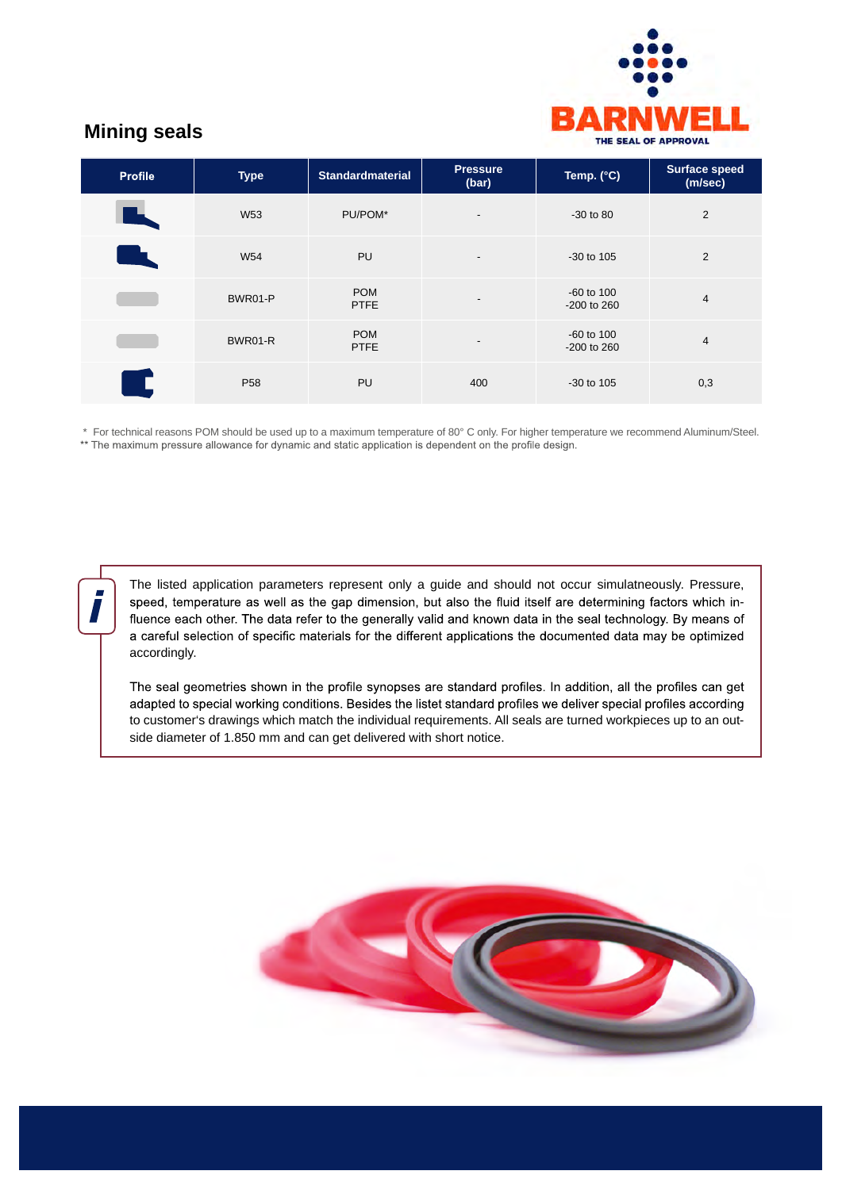## Mining seals

| Profile | Type | Standardmaterial | Pressure (bar) | Temp. (°C) | Surface speed (m/sec) |
|---|---|---|---|---|---|
| | W53 | PU/POM* | - | -30 to 80 | 2 |
| | W54 | PU | - | -30 to 105 | 2 |
| | BWR01-P | POM<br>PTFE | - | -60 to 100<br>-200 to 260 | 4 |
| | BWR01-R | POM<br>PTFE | - | -60 to 100<br>-200 to 260 | 4 |
| | P58 | PU | 400 | -30 to 105 | 0,3 |

\* For technical reasons POM should be used up to a maximum temperature of 80° C only. For higher temperature we recommend Aluminum/Steel.
** The maximum pressure allowance for dynamic and static application is dependent on the profile design.

The listed application parameters represent only a guide and should not occur simulatneously. Pressure, speed, temperature as well as the gap dimension, but also the fluid itself are determining factors which influence each other. The data refer to the generally valid and known data in the seal technology. By means of a careful selection of specific materials for the different applications the documented data may be optimized accordingly.

The seal geometries shown in the profile synopses are standard profiles. In addition, all the profiles can get adapted to special working conditions. Besides the listet standard profiles we deliver special profiles according to customer's drawings which match the individual requirements. All seals are turned workpieces up to an outside diameter of 1.850 mm and can get delivered with short notice.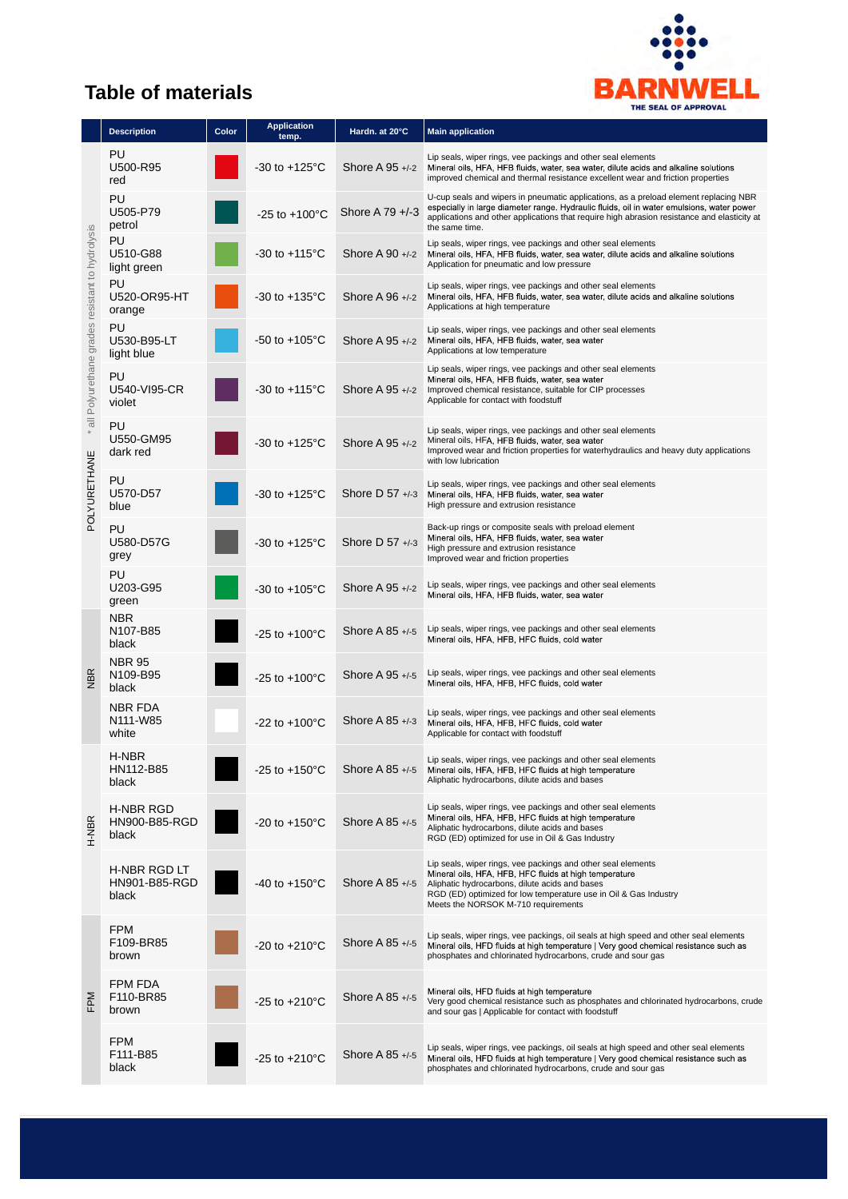# Table of materials

BARNWELL
THE SEAL OF APPROVAL

| | Description | Color | Application temp. | Hardn. at 20°C | Main application |
|---|---|---|---|---|---|
| POLYURETHANE * all Polyurethane grades resistant to hydrolysis | PU U500-R95 red | | -30 to +125°C | Shore A 95 +/-2 | Lip seals, wiper rings, vee packings and other seal elements<br>Mineral oils, HFA, HFB fluids, water, sea water, dilute acids and alkaline solutions<br>improved chemical and thermal resistance excellent wear and friction properties |
| | PU U505-P79 petrol | | -25 to +100°C | Shore A 79 +/-3 | U-cup seals and wipers in pneumatic applications, as a preload element replacing NBR especially in large diameter range. Hydraulic fluids, oil in water emulsions, water power applications and other applications that require high abrasion resistance and elasticity at the same time. |
| | PU U510-G88 light green | | -30 to +115°C | Shore A 90 +/-2 | Lip seals, wiper rings, vee packings and other seal elements<br>Mineral oils, HFA, HFB fluids, water, sea water, dilute acids and alkaline solutions<br>Application for pneumatic and low pressure |
| | PU U520-OR95-HT orange | | -30 to +135°C | Shore A 96 +/-2 | Lip seals, wiper rings, vee packings and other seal elements<br>Mineral oils, HFA, HFB fluids, water, sea water, dilute acids and alkaline solutions<br>Applications at high temperature |
| | PU U530-B95-LT light blue | | -50 to +105°C | Shore A 95 +/-2 | Lip seals, wiper rings, vee packings and other seal elements<br>Mineral oils, HFA, HFB fluids, water, sea water<br>Applications at low temperature |
| | PU U540-VI95-CR violet | | -30 to +115°C | Shore A 95 +/-2 | Lip seals, wiper rings, vee packings and other seal elements<br>Mineral oils, HFA, HFB fluids, water, sea water<br>Improved chemical resistance, suitable for CIP processes<br>Applicable for contact with foodstuff |
| | PU U550-GM95 dark red | | -30 to +125°C | Shore A 95 +/-2 | Lip seals, wiper rings, vee packings and other seal elements<br>Mineral oils, HFA, HFB fluids, water, sea water<br>Improved wear and friction properties for waterhydraulics and heavy duty applications with low lubrication |
| | PU U570-D57 blue | | -30 to +125°C | Shore D 57 +/-3 | Lip seals, wiper rings, vee packings and other seal elements<br>Mineral oils, HFA, HFB fluids, water, sea water<br>High pressure and extrusion resistance |
| | PU U580-D57G grey | | -30 to +125°C | Shore D 57 +/-3 | Back-up rings or composite seals with preload element<br>Mineral oils, HFA, HFB fluids, water, sea water<br>High pressure and extrusion resistance<br>Improved wear and friction properties |
| | PU U203-G95 green | | -30 to +105°C | Shore A 95 +/-2 | Lip seals, wiper rings, vee packings and other seal elements<br>Mineral oils, HFA, HFB fluids, water, sea water |
| NBR | NBR N107-B85 black | | -25 to +100°C | Shore A 85 +/-5 | Lip seals, wiper rings, vee packings and other seal elements<br>Mineral oils, HFA, HFB, HFC fluids, cold water |
| | NBR 95 N109-B95 black | | -25 to +100°C | Shore A 95 +/-5 | Lip seals, wiper rings, vee packings and other seal elements<br>Mineral oils, HFA, HFB, HFC fluids, cold water |
| | NBR FDA N111-W85 white | | -22 to +100°C | Shore A 85 +/-3 | Lip seals, wiper rings, vee packings and other seal elements<br>Mineral oils, HFA, HFB, HFC fluids, cold water<br>Applicable for contact with foodstuff |
| H-NBR | H-NBR HN112-B85 black | | -25 to +150°C | Shore A 85 +/-5 | Lip seals, wiper rings, vee packings and other seal elements<br>Mineral oils, HFA, HFB, HFC fluids at high temperature<br>Aliphatic hydrocarbons, dilute acids and bases |
| | H-NBR RGD HN900-B85-RGD black | | -20 to +150°C | Shore A 85 +/-5 | Lip seals, wiper rings, vee packings and other seal elements<br>Mineral oils, HFA, HFB, HFC fluids at high temperature<br>Aliphatic hydrocarbons, dilute acids and bases<br>RGD (ED) optimized for use in Oil & Gas Industry |
| | H-NBR RGD LT HN901-B85-RGD black | | -40 to +150°C | Shore A 85 +/-5 | Lip seals, wiper rings, vee packings and other seal elements<br>Mineral oils, HFA, HFB, HFC fluids at high temperature<br>Aliphatic hydrocarbons, dilute acids and bases<br>RGD (ED) optimized for low temperature use in Oil & Gas Industry<br>Meets the NORSOK M-710 requirements |
| FPM | FPM F109-BR85 brown | | -20 to +210°C | Shore A 85 +/-5 | Lip seals, wiper rings, vee packings, oil seals at high speed and other seal elements<br>Mineral oils, HFD fluids at high temperature \| Very good chemical resistance such as phosphates and chlorinated hydrocarbons, crude and sour gas |
| | FPM FDA F110-BR85 brown | | -25 to +210°C | Shore A 85 +/-5 | Mineral oils, HFD fluids at high temperature<br>Very good chemical resistance such as phosphates and chlorinated hydrocarbons, crude and sour gas \| Applicable for contact with foodstuff |
| | FPM F111-B85 black | | -25 to +210°C | Shore A 85 +/-5 | Lip seals, wiper rings, vee packings, oil seals at high speed and other seal elements<br>Mineral oils, HFD fluids at high temperature \| Very good chemical resistance such as phosphates and chlorinated hydrocarbons, crude and sour gas |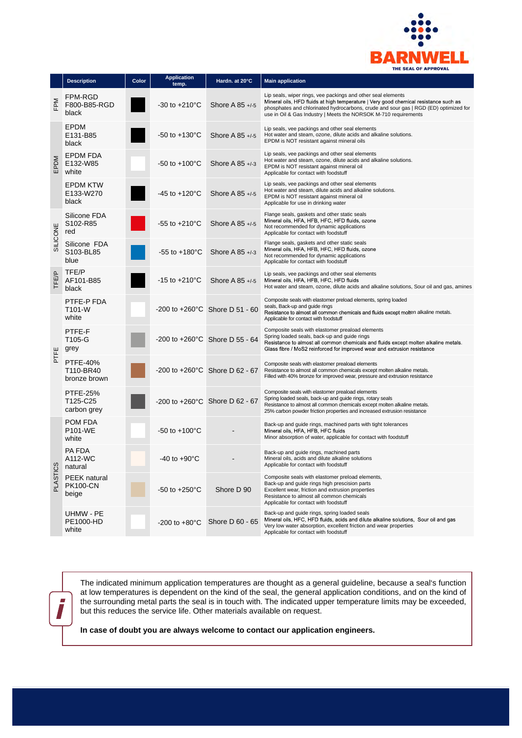| | Description | Color | Application temp. | Hardn. at 20°C | Main application |
|---|---|---|---|---|---|
| FPM | FPM-RGD F800-B85-RGD black | | -30 to +210°C | Shore A 85 +/-5 | Lip seals, wiper rings, vee packings and other seal elements Mineral oils, HFD fluids at high temperature \| Very good chemical resistance such as phosphates and chlorinated hydrocarbons, crude and sour gas \| RGD (ED) optimized for use in Oil & Gas Industry \| Meets the NORSOK M-710 requirements |
| EPDM | EPDM E131-B85 black | | -50 to +130°C | Shore A 85 +/-5 | Hot water and steam, ozone, dilute acids and alkaline solutions. EPDM is NOT resistant against mineral oils |
| EPDM | EPDM FDA E132-W85 white | | -50 to +100°C | Shore A 85 +/-3 | Lip seals, vee packings and other seal elements Hot water and steam, ozone, dilute acids and alkaline solutions. EPDM is NOT resistant against mineral oil Applicable for contact with foodstuff |
| EPDM | EPDM KTW E133-W270 black | | -45 to +120°C | Shore A 85 +/-5 | Lip seals, vee packings and other seal elements Hot water and steam, dilute acids and alkaline solutions. EPDM is NOT resistant against mineral oil Applicable for use in drinking water |
| SILICONE | Silicone FDA S102-R85 red | | -55 to +210°C | Shore A 85 +/-5 | Flange seals, gaskets and other static seals Mineral oils, HFA, HFB, HFC, HFD fluids, ozone Not recommended for dynamic applications Applicable for contact with foodstuff |
| SILICONE | Silicone FDA S103-BL85 blue | | -55 to +180°C | Shore A 85 +/-3 | Flange seals, gaskets and other static seals Mineral oils, HFA, HFB, HFC, HFD fluids, ozone Not recommended for dynamic applications Applicable for contact with foodstuff |
| TFE/P | TFE/P AF101-B85 black | | -15 to +210°C | Shore A 85 +/-5 | Lip seals, vee packings and other seal elements Mineral oils, HFA, HFB, HFC, HFD fluids Hot water and steam, ozone, dilute acids and alkaline solutions, Sour oil and gas, amines |
| PTFE | PTFE-P FDA T101-W white | | -200 to +260°C | Shore D 51 - 60 | Composite seals with elastomer preload elements, spring loaded seals, Back-up and guide rings Resistance to almost all common chemicals and fluids except molten alkaline metals. Applicable for contact with foodstuff |
| PTFE | PTFE-F T105-G grey | | -200 to +260°C | Shore D 55 - 64 | Composite seals with elastomer prealoed elements Spring loaded seals, back-up and guide rings Resistance to almost all common chemicals and fluids except molten alkaline metals. Glass fibre / MoS2 reinforced for improved wear and extrusion resistance |
| PTFE | PTFE-40% T110-BR40 bronze brown | | -200 to +260°C | Shore D 62 - 67 | Composite seals with elastomer preaload elements Resistance to almost all common chemicals except molten alkaline metals. Filled with 40% bronze for improved wear, pressure and extrusion resistance |
| PTFE | PTFE-25% T125-C25 carbon grey | | -200 to +260°C | Shore D 62 - 67 | Composite seals with elastomer preaload elements Spring loaded seals, back-up and guide rings, rotary seals Resistance to almost all common chemicals except molten alkaline metals. 25% carbon powder friction properties and increased extrusion resistance |
| PLASTICS | POM FDA P101-WE white | | -50 to +100°C | - | Back-up and guide rings, machined parts with tight tolerances Mineral oils, HFA, HFB, HFC fluids Minor absorption of water, applicable for contact with foodstuff |
| PLASTICS | PA FDA A112-WC natural | | -40 to +90°C | - | Back-up and guide rings, machined parts Mineral oils, acids and dilute alkaline solutions Applicable for contact with foodstuff |
| PLASTICS | PEEK natural PK100-CN beige | | -50 to +250°C | Shore D 90 | Composite seals with elastomer preload elements, Back-up and guide rings high prescision parts Excellent wear, friction and extrusion properties Resistance to almost all common chemicals Applicable for contact with foodstuff |
| PLASTICS | UHMW - PE PE1000-HD white | | -200 to +80°C | Shore D 60 - 65 | Back-up and guide rings, spring loaded seals Mineral oils, HFC, HFD fluids, acids and dilute alkaline solutions, Sour oil and gas Very low water absorption, excellent friction and wear properties Applicable for contact with foodstuff |

The indicated minimum application temperatures are thought as a general guideline, because a seal's function at low temperatures is dependent on the kind of the seal, the general application conditions, and on the kind of the surrounding metal parts the seal is in touch with. The indicated upper temperature limits may be exceeded, but this reduces the service life. Other materials available on request.

**In case of doubt you are always welcome to contact our application engineers.**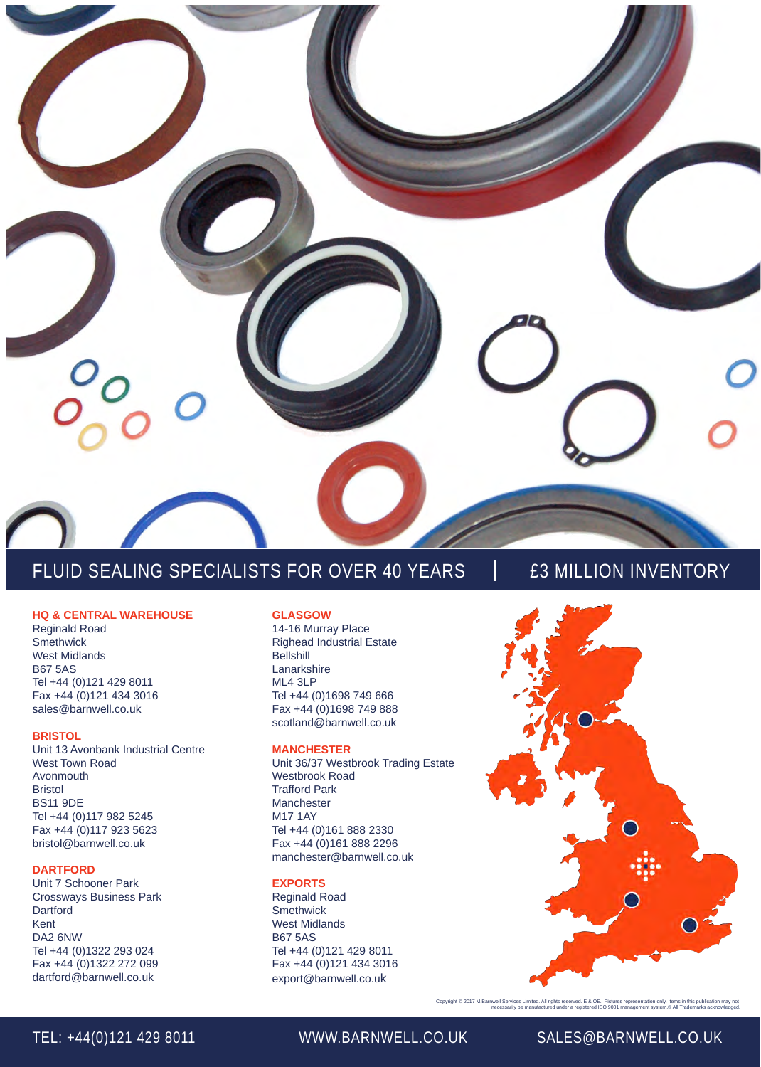FLUID SEALING SPECIALISTS FOR OVER 40 YEARS | £3 MILLION INVENTORY

**HQ & CENTRAL WAREHOUSE**
Reginald Road
Smethwick
West Midlands
B67 5AS
Tel +44 (0)121 429 8011
Fax +44 (0)121 434 3016
sales@barnwell.co.uk

**BRISTOL**
Unit 13 Avonbank Industrial Centre
West Town Road
Avonmouth
Bristol
BS11 9DE
Tel +44 (0)117 982 5245
Fax +44 (0)117 923 5623
bristol@barnwell.co.uk

**DARTFORD**
Unit 7 Schooner Park
Crossways Business Park
Dartford
Kent
DA2 6NW
Tel +44 (0)1322 293 024
Fax +44 (0)1322 272 099
dartford@barnwell.co.uk

**GLASGOW**
14-16 Murray Place
Righead Industrial Estate
Bellshill
Lanarkshire
ML4 3LP
Tel +44 (0)1698 749 666
Fax +44 (0)1698 749 888
scotland@barnwell.co.uk

**MANCHESTER**
Unit 36/37 Westbrook Trading Estate
Westbrook Road
Trafford Park
Manchester
M17 1AY
Tel +44 (0)161 888 2330
Fax +44 (0)161 888 2296
manchester@barnwell.co.uk

**EXPORTS**
Reginald Road
Smethwick
West Midlands
B67 5AS
Tel +44 (0)121 429 8011
Fax +44 (0)121 434 3016
export@barnwell.co.uk

Copyright © 2017 M.Barnwell Services Limited. All rights reserved. E & OE. Pictures representation only. Items in this publication may not necessarily be manufactured under a registered ISO 9001 management system.® All Trademarks acknowledged.

TEL: +44(0)121 429 8011 WWW.BARNWELL.CO.UK SALES@BARNWELL.CO.UK